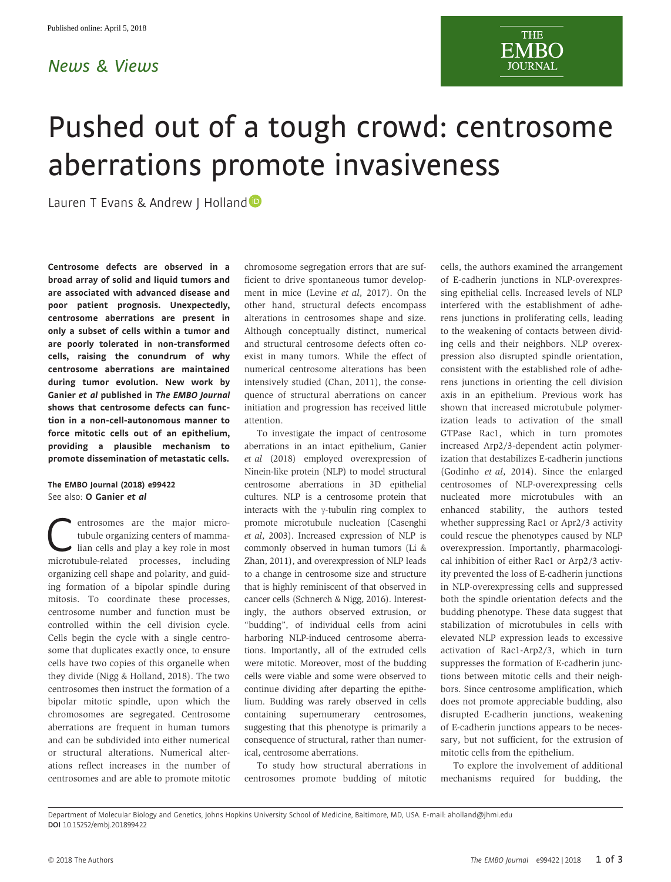Published online: April 5, 2018

News & Views

# Pushed out of a tough crowd: centrosome aberrations promote invasiveness

Lauren T Evans & Andrew J Holland

**Centrosome defects are observed in a broad array of solid and liquid tumors and are associated with advanced disease and poor patient prognosis. Unexpectedly, centrosome aberrations are present in only a subset of cells within a tumor and are poorly tolerated in non-transformed cells, raising the conundrum of why centrosome aberrations are maintained during tumor evolution. New work by Ganier *et al* published in *The EMBO Journal* shows that centrosome defects can function in a non-cell-autonomous manner to force mitotic cells out of an epithelium, providing a plausible mechanism to promote dissemination of metastatic cells.**

**The EMBO Journal (2018) e99422**
See also: **O Ganier *et al***

Centrosomes are the major microtubule organizing centers of mammalian cells and play a key role in most microtubule-related processes, including organizing cell shape and polarity, and guiding formation of a bipolar spindle during mitosis. To coordinate these processes, centrosome number and function must be controlled within the cell division cycle. Cells begin the cycle with a single centrosome that duplicates exactly once, to ensure cells have two copies of this organelle when they divide (Nigg & Holland, 2018). The two centrosomes then instruct the formation of a bipolar mitotic spindle, upon which the chromosomes are segregated. Centrosome aberrations are frequent in human tumors and can be subdivided into either numerical or structural alterations. Numerical alterations reflect increases in the number of centrosomes and are able to promote mitotic chromosome segregation errors that are sufficient to drive spontaneous tumor development in mice (Levine *et al*, 2017). On the other hand, structural defects encompass alterations in centrosomes shape and size. Although conceptually distinct, numerical and structural centrosome defects often co-exist in many tumors. While the effect of numerical centrosome alterations has been intensively studied (Chan, 2011), the consequence of structural aberrations on cancer initiation and progression has received little attention.

To investigate the impact of centrosome aberrations in an intact epithelium, Ganier *et al* (2018) employed overexpression of Ninein-like protein (NLP) to model structural centrosome aberrations in 3D epithelial cultures. NLP is a centrosome protein that interacts with the γ-tubulin ring complex to promote microtubule nucleation (Casenghi *et al*, 2003). Increased expression of NLP is commonly observed in human tumors (Li & Zhan, 2011), and overexpression of NLP leads to a change in centrosome size and structure that is highly reminiscent of that observed in cancer cells (Schnerch & Nigg, 2016). Interestingly, the authors observed extrusion, or "budding", of individual cells from acini harboring NLP-induced centrosome aberrations. Importantly, all of the extruded cells were mitotic. Moreover, most of the budding cells were viable and some were observed to continue dividing after departing the epithelium. Budding was rarely observed in cells containing supernumerary centrosomes, suggesting that this phenotype is primarily a consequence of structural, rather than numerical, centrosome aberrations.

To study how structural aberrations in centrosomes promote budding of mitotic cells, the authors examined the arrangement of E-cadherin junctions in NLP-overexpressing epithelial cells. Increased levels of NLP interfered with the establishment of adherens junctions in proliferating cells, leading to the weakening of contacts between dividing cells and their neighbors. NLP overexpression also disrupted spindle orientation, consistent with the established role of adherens junctions in orienting the cell division axis in an epithelium. Previous work has shown that increased microtubule polymerization leads to activation of the small GTPase Rac1, which in turn promotes increased Arp2/3-dependent actin polymerization that destabilizes E-cadherin junctions (Godinho *et al*, 2014). Since the enlarged centrosomes of NLP-overexpressing cells nucleated more microtubules with an enhanced stability, the authors tested whether suppressing Rac1 or Apr2/3 activity could rescue the phenotypes caused by NLP overexpression. Importantly, pharmacological inhibition of either Rac1 or Arp2/3 activity prevented the loss of E-cadherin junctions in NLP-overexpressing cells and suppressed both the spindle orientation defects and the budding phenotype. These data suggest that stabilization of microtubules in cells with elevated NLP expression leads to excessive activation of Rac1-Arp2/3, which in turn suppresses the formation of E-cadherin junctions between mitotic cells and their neighbors. Since centrosome amplification, which does not promote appreciable budding, also disrupted E-cadherin junctions, weakening of E-cadherin junctions appears to be necessary, but not sufficient, for the extrusion of mitotic cells from the epithelium.

To explore the involvement of additional mechanisms required for budding, the

Department of Molecular Biology and Genetics, Johns Hopkins University School of Medicine, Baltimore, MD, USA. E-mail: aholland@jhmi.edu
**DOI** 10.15252/embj.201899422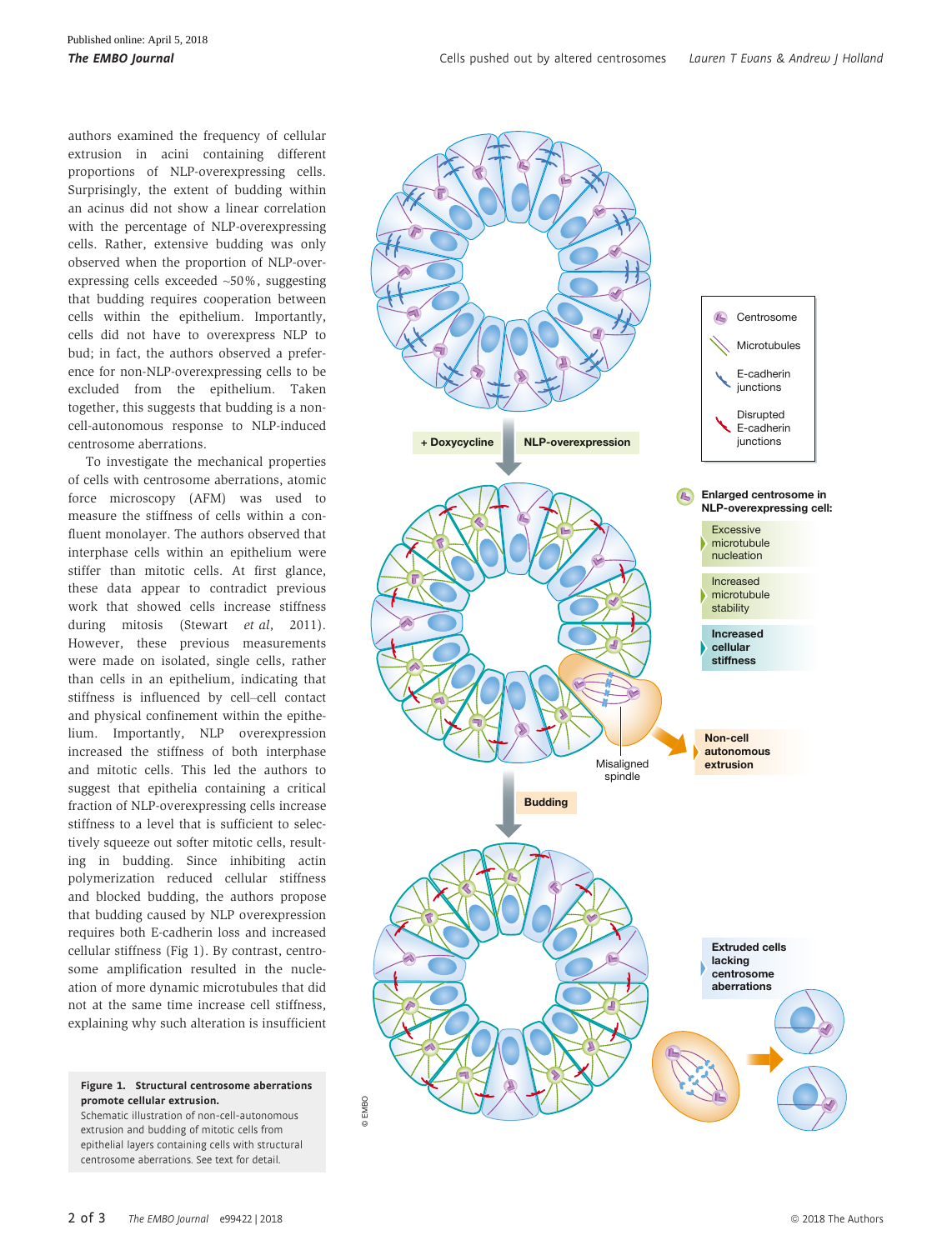authors examined the frequency of cellular extrusion in acini containing different proportions of NLP-overexpressing cells. Surprisingly, the extent of budding within an acinus did not show a linear correlation with the percentage of NLP-overexpressing cells. Rather, extensive budding was only observed when the proportion of NLP-overexpressing cells exceeded ~50%, suggesting that budding requires cooperation between cells within the epithelium. Importantly, cells did not have to overexpress NLP to bud; in fact, the authors observed a preference for non-NLP-overexpressing cells to be excluded from the epithelium. Taken together, this suggests that budding is a non-cell-autonomous response to NLP-induced centrosome aberrations.

To investigate the mechanical properties of cells with centrosome aberrations, atomic force microscopy (AFM) was used to measure the stiffness of cells within a confluent monolayer. The authors observed that interphase cells within an epithelium were stiffer than mitotic cells. At first glance, these data appear to contradict previous work that showed cells increase stiffness during mitosis (Stewart *et al*, 2011). However, these previous measurements were made on isolated, single cells, rather than cells in an epithelium, indicating that stiffness is influenced by cell–cell contact and physical confinement within the epithelium. Importantly, NLP overexpression increased the stiffness of both interphase and mitotic cells. This led the authors to suggest that epithelia containing a critical fraction of NLP-overexpressing cells increase stiffness to a level that is sufficient to selectively squeeze out softer mitotic cells, resulting in budding. Since inhibiting actin polymerization reduced cellular stiffness and blocked budding, the authors propose that budding caused by NLP overexpression requires both E-cadherin loss and increased cellular stiffness (Fig 1). By contrast, centrosome amplification resulted in the nucleation of more dynamic microtubules that did not at the same time increase cell stiffness, explaining why such alteration is insufficient

**Figure 1. Structural centrosome aberrations promote cellular extrusion.**
Schematic illustration of non-cell-autonomous extrusion and budding of mitotic cells from epithelial layers containing cells with structural centrosome aberrations. See text for detail.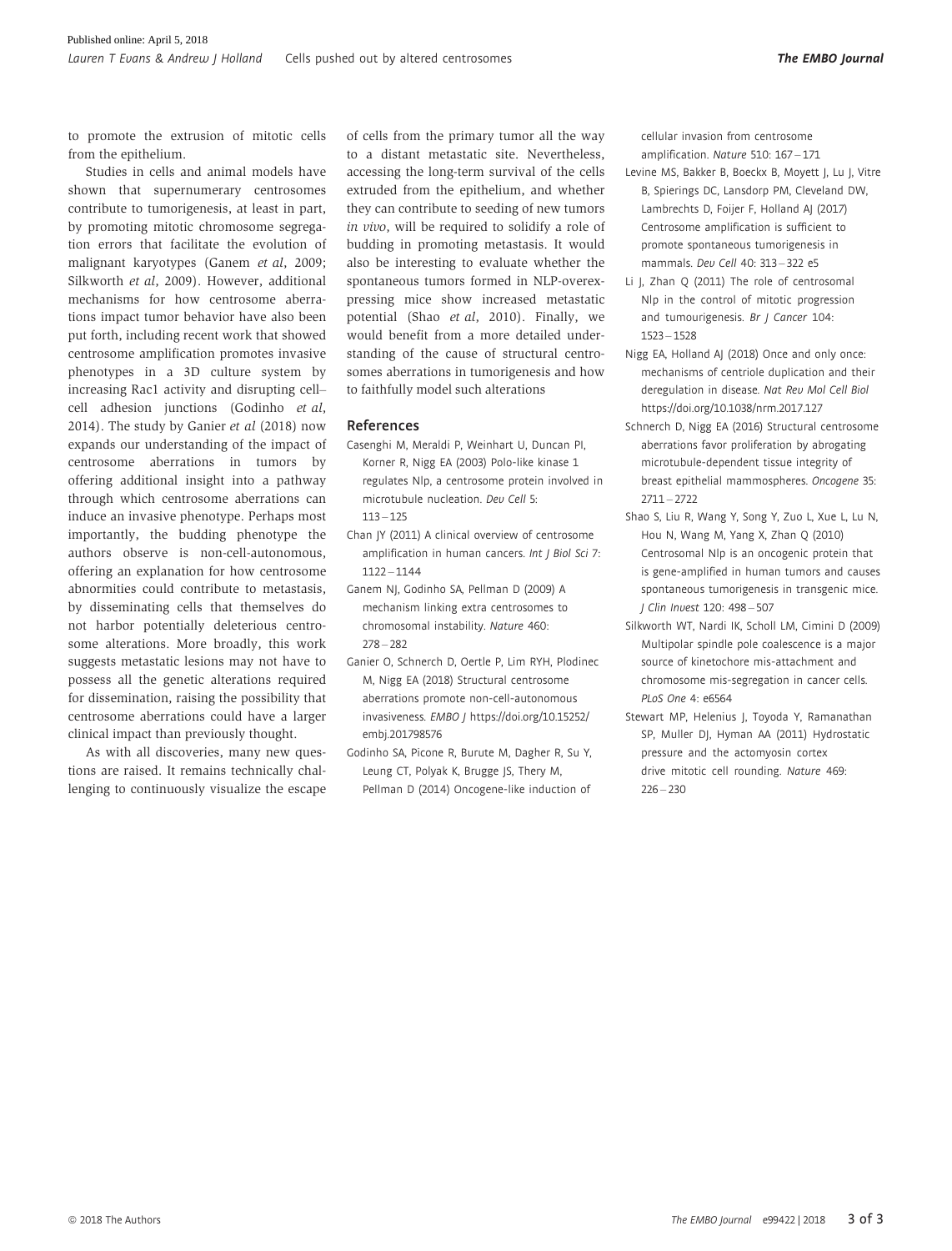to promote the extrusion of mitotic cells from the epithelium.

Studies in cells and animal models have shown that supernumerary centrosomes contribute to tumorigenesis, at least in part, by promoting mitotic chromosome segregation errors that facilitate the evolution of malignant karyotypes (Ganem *et al*, 2009; Silkworth *et al*, 2009). However, additional mechanisms for how centrosome aberrations impact tumor behavior have also been put forth, including recent work that showed centrosome amplification promotes invasive phenotypes in a 3D culture system by increasing Rac1 activity and disrupting cell–cell adhesion junctions (Godinho *et al*, 2014). The study by Ganier *et al* (2018) now expands our understanding of the impact of centrosome aberrations in tumors by offering additional insight into a pathway through which centrosome aberrations can induce an invasive phenotype. Perhaps most importantly, the budding phenotype the authors observe is non-cell-autonomous, offering an explanation for how centrosome abnormities could contribute to metastasis, by disseminating cells that themselves do not harbor potentially deleterious centrosome alterations. More broadly, this work suggests metastatic lesions may not have to possess all the genetic alterations required for dissemination, raising the possibility that centrosome aberrations could have a larger clinical impact than previously thought.

As with all discoveries, many new questions are raised. It remains technically challenging to continuously visualize the escape of cells from the primary tumor all the way to a distant metastatic site. Nevertheless, accessing the long-term survival of the cells extruded from the epithelium, and whether they can contribute to seeding of new tumors *in vivo*, will be required to solidify a role of budding in promoting metastasis. It would also be interesting to evaluate whether the spontaneous tumors formed in NLP-overexpressing mice show increased metastatic potential (Shao *et al*, 2010). Finally, we would benefit from a more detailed understanding of the cause of structural centrosomes aberrations in tumorigenesis and how to faithfully model such alterations

## References

Casenghi M, Meraldi P, Weinhart U, Duncan PI, Korner R, Nigg EA (2003) Polo-like kinase 1 regulates Nlp, a centrosome protein involved in microtubule nucleation. *Dev Cell* 5: 113 – 125

Chan JY (2011) A clinical overview of centrosome amplification in human cancers. *Int J Biol Sci* 7: 1122 – 1144

Ganem NJ, Godinho SA, Pellman D (2009) A mechanism linking extra centrosomes to chromosomal instability. *Nature* 460: 278 – 282

Ganier O, Schnerch D, Oertle P, Lim RYH, Plodinec M, Nigg EA (2018) Structural centrosome aberrations promote non-cell-autonomous invasiveness. *EMBO J* https://doi.org/10.15252/embj.201798576

Godinho SA, Picone R, Burute M, Dagher R, Su Y, Leung CT, Polyak K, Brugge JS, Thery M, Pellman D (2014) Oncogene-like induction of cellular invasion from centrosome amplification. *Nature* 510: 167 – 171

Levine MS, Bakker B, Boeckx B, Moyett J, Lu J, Vitre B, Spierings DC, Lansdorp PM, Cleveland DW, Lambrechts D, Foijer F, Holland AJ (2017) Centrosome amplification is sufficient to promote spontaneous tumorigenesis in mammals. *Dev Cell* 40: 313 – 322 e5

Li J, Zhan Q (2011) The role of centrosomal Nlp in the control of mitotic progression and tumourigenesis. *Br J Cancer* 104: 1523 – 1528

Nigg EA, Holland AJ (2018) Once and only once: mechanisms of centriole duplication and their deregulation in disease. *Nat Rev Mol Cell Biol* https://doi.org/10.1038/nrm.2017.127

Schnerch D, Nigg EA (2016) Structural centrosome aberrations favor proliferation by abrogating microtubule-dependent tissue integrity of breast epithelial mammospheres. *Oncogene* 35: 2711 – 2722

Shao S, Liu R, Wang Y, Song Y, Zuo L, Xue L, Lu N, Hou N, Wang M, Yang X, Zhan Q (2010) Centrosomal Nlp is an oncogenic protein that is gene-amplified in human tumors and causes spontaneous tumorigenesis in transgenic mice. *J Clin Invest* 120: 498 – 507

Silkworth WT, Nardi IK, Scholl LM, Cimini D (2009) Multipolar spindle pole coalescence is a major source of kinetochore mis-attachment and chromosome mis-segregation in cancer cells. *PLoS One* 4: e6564

Stewart MP, Helenius J, Toyoda Y, Ramanathan SP, Muller DJ, Hyman AA (2011) Hydrostatic pressure and the actomyosin cortex drive mitotic cell rounding. *Nature* 469: 226 – 230